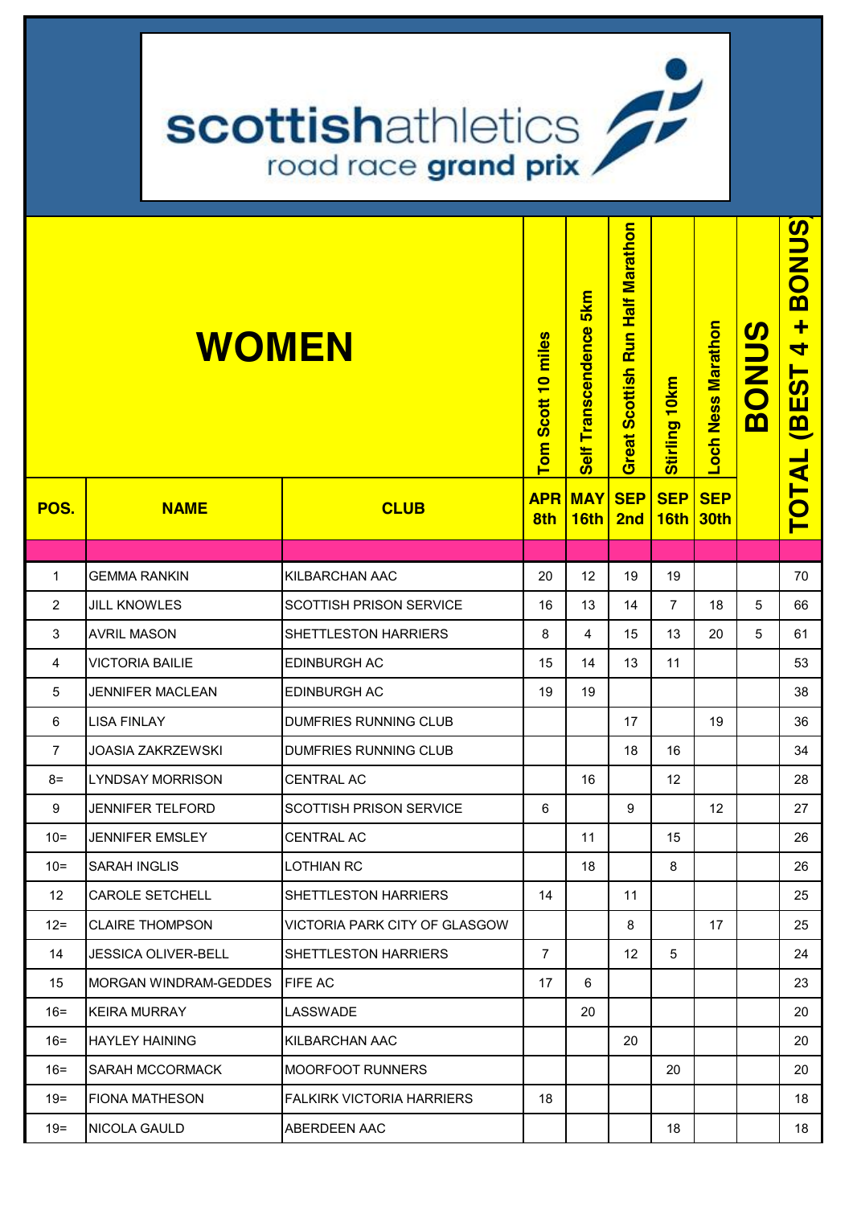# scottishathletics road race grand prix

## WOMEN

| POS. | NAME | CLUB | Tom Scott 10 miles APR 8th | Self Transcendence 5km MAY 16th | Great Scottish Run Half Marathon SEP 2nd | Stirling 10km SEP 16th | Loch Ness Marathon SEP 30th | BONUS | TOTAL (BEST 4 + BONUS) |
|---|---|---|---|---|---|---|---|---|---|
| 1 | GEMMA RANKIN | KILBARCHAN AAC | 20 | 12 | 19 | 19 | | | 70 |
| 2 | JILL KNOWLES | SCOTTISH PRISON SERVICE | 16 | 13 | 14 | 7 | 18 | 5 | 66 |
| 3 | AVRIL MASON | SHETTLESTON HARRIERS | 8 | 4 | 15 | 13 | 20 | 5 | 61 |
| 4 | VICTORIA BAILIE | EDINBURGH AC | 15 | 14 | 13 | 11 | | | 53 |
| 5 | JENNIFER MACLEAN | EDINBURGH AC | 19 | 19 | | | | | 38 |
| 6 | LISA FINLAY | DUMFRIES RUNNING CLUB | | | 17 | | 19 | | 36 |
| 7 | JOASIA ZAKRZEWSKI | DUMFRIES RUNNING CLUB | | | 18 | 16 | | | 34 |
| 8= | LYNDSAY MORRISON | CENTRAL AC | | 16 | | 12 | | | 28 |
| 9 | JENNIFER TELFORD | SCOTTISH PRISON SERVICE | 6 | | 9 | | 12 | | 27 |
| 10= | JENNIFER EMSLEY | CENTRAL AC | | 11 | | 15 | | | 26 |
| 10= | SARAH INGLIS | LOTHIAN RC | | 18 | | 8 | | | 26 |
| 12 | CAROLE SETCHELL | SHETTLESTON HARRIERS | 14 | | 11 | | | | 25 |
| 12= | CLAIRE THOMPSON | VICTORIA PARK CITY OF GLASGOW | | | 8 | | 17 | | 25 |
| 14 | JESSICA OLIVER-BELL | SHETTLESTON HARRIERS | 7 | | 12 | 5 | | | 24 |
| 15 | MORGAN WINDRAM-GEDDES | FIFE AC | 17 | 6 | | | | | 23 |
| 16= | KEIRA MURRAY | LASSWADE | | 20 | | | | | 20 |
| 16= | HAYLEY HAINING | KILBARCHAN AAC | | | 20 | | | | 20 |
| 16= | SARAH MCCORMACK | MOORFOOT RUNNERS | | | | 20 | | | 20 |
| 19= | FIONA MATHESON | FALKIRK VICTORIA HARRIERS | 18 | | | | | | 18 |
| 19= | NICOLA GAULD | ABERDEEN AAC | | | | 18 | | | 18 |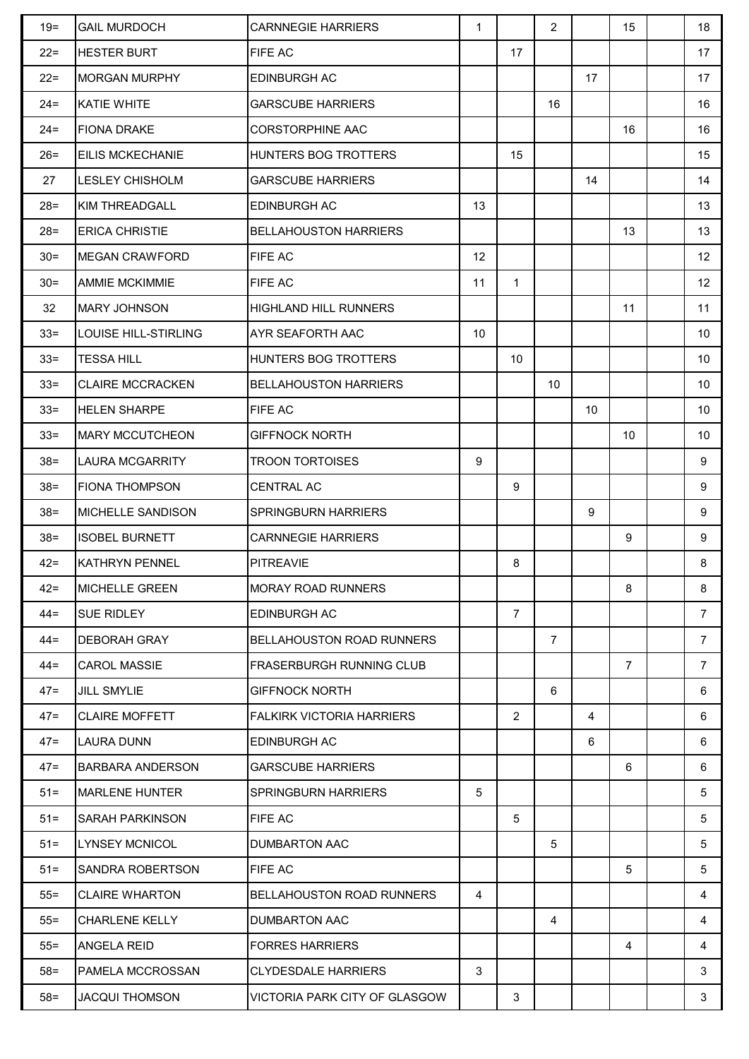| | | | | | | | | | |
|---|---|---|---|---|---|---|---|---|---|
| 19= | GAIL MURDOCH | CARNNEGIE HARRIERS | 1 | | 2 | | 15 | | 18 |
| 22= | HESTER BURT | FIFE AC | | 17 | | | | | 17 |
| 22= | MORGAN MURPHY | EDINBURGH AC | | | | 17 | | | 17 |
| 24= | KATIE WHITE | GARSCUBE HARRIERS | | | 16 | | | | 16 |
| 24= | FIONA DRAKE | CORSTORPHINE AAC | | | | | 16 | | 16 |
| 26= | EILIS MCKECHANIE | HUNTERS BOG TROTTERS | | 15 | | | | | 15 |
| 27 | LESLEY CHISHOLM | GARSCUBE HARRIERS | | | | 14 | | | 14 |
| 28= | KIM THREADGALL | EDINBURGH AC | 13 | | | | | | 13 |
| 28= | ERICA CHRISTIE | BELLAHOUSTON HARRIERS | | | | | 13 | | 13 |
| 30= | MEGAN CRAWFORD | FIFE AC | 12 | | | | | | 12 |
| 30= | AMMIE MCKIMMIE | FIFE AC | 11 | 1 | | | | | 12 |
| 32 | MARY JOHNSON | HIGHLAND HILL RUNNERS | | | | | 11 | | 11 |
| 33= | LOUISE HILL-STIRLING | AYR SEAFORTH AAC | 10 | | | | | | 10 |
| 33= | TESSA HILL | HUNTERS BOG TROTTERS | | 10 | | | | | 10 |
| 33= | CLAIRE MCCRACKEN | BELLAHOUSTON HARRIERS | | | 10 | | | | 10 |
| 33= | HELEN SHARPE | FIFE AC | | | | 10 | | | 10 |
| 33= | MARY MCCUTCHEON | GIFFNOCK NORTH | | | | | 10 | | 10 |
| 38= | LAURA MCGARRITY | TROON TORTOISES | 9 | | | | | | 9 |
| 38= | FIONA THOMPSON | CENTRAL AC | | 9 | | | | | 9 |
| 38= | MICHELLE SANDISON | SPRINGBURN HARRIERS | | | | 9 | | | 9 |
| 38= | ISOBEL BURNETT | CARNNEGIE HARRIERS | | | | | 9 | | 9 |
| 42= | KATHRYN PENNEL | PITREAVIE | | 8 | | | | | 8 |
| 42= | MICHELLE GREEN | MORAY ROAD RUNNERS | | | | | 8 | | 8 |
| 44= | SUE RIDLEY | EDINBURGH AC | | 7 | | | | | 7 |
| 44= | DEBORAH GRAY | BELLAHOUSTON ROAD RUNNERS | | | 7 | | | | 7 |
| 44= | CAROL MASSIE | FRASERBURGH RUNNING CLUB | | | | | 7 | | 7 |
| 47= | JILL SMYLIE | GIFFNOCK NORTH | | | 6 | | | | 6 |
| 47= | CLAIRE MOFFETT | FALKIRK VICTORIA HARRIERS | | 2 | | 4 | | | 6 |
| 47= | LAURA DUNN | EDINBURGH AC | | | | 6 | | | 6 |
| 47= | BARBARA ANDERSON | GARSCUBE HARRIERS | | | | | 6 | | 6 |
| 51= | MARLENE HUNTER | SPRINGBURN HARRIERS | 5 | | | | | | 5 |
| 51= | SARAH PARKINSON | FIFE AC | | 5 | | | | | 5 |
| 51= | LYNSEY MCNICOL | DUMBARTON AAC | | | 5 | | | | 5 |
| 51= | SANDRA ROBERTSON | FIFE AC | | | | | 5 | | 5 |
| 55= | CLAIRE WHARTON | BELLAHOUSTON ROAD RUNNERS | 4 | | | | | | 4 |
| 55= | CHARLENE KELLY | DUMBARTON AAC | | | 4 | | | | 4 |
| 55= | ANGELA REID | FORRES HARRIERS | | | | | 4 | | 4 |
| 58= | PAMELA MCCROSSAN | CLYDESDALE HARRIERS | 3 | | | | | | 3 |
| 58= | JACQUI THOMSON | VICTORIA PARK CITY OF GLASGOW | | 3 | | | | | 3 |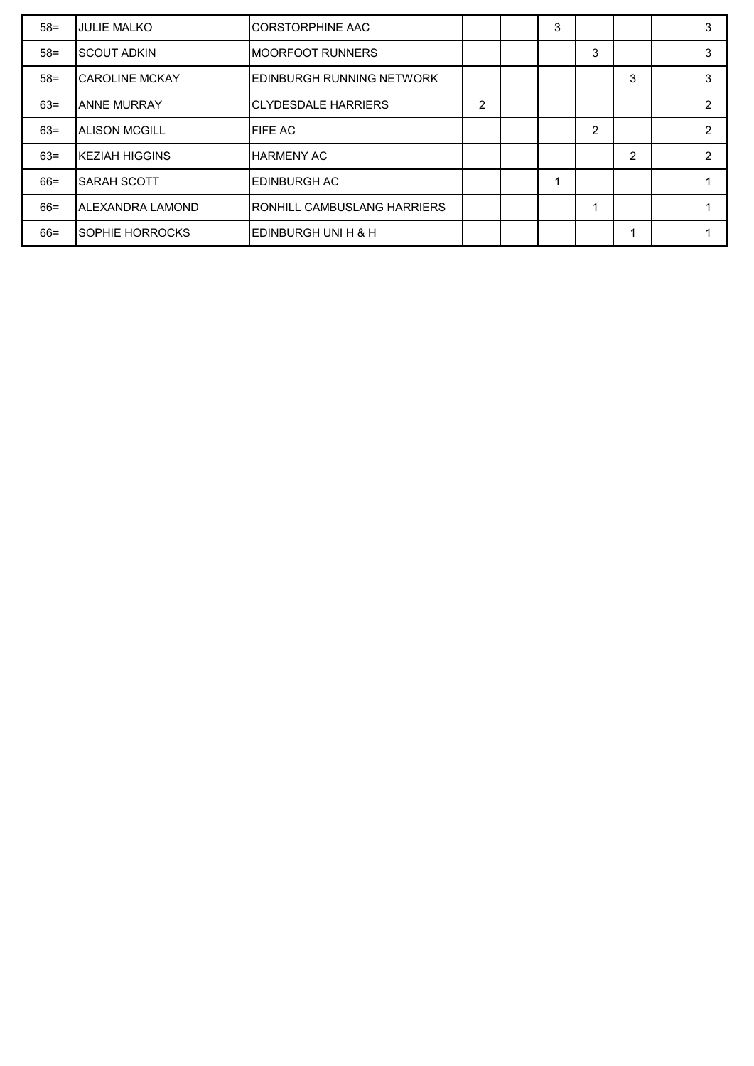| | | | | | | | | | |
|---|---|---|---|---|---|---|---|---|---|
| 58= | JULIE MALKO | CORSTORPHINE AAC | | | 3 | | | | 3 |
| 58= | SCOUT ADKIN | MOORFOOT RUNNERS | | | | 3 | | | 3 |
| 58= | CAROLINE MCKAY | EDINBURGH RUNNING NETWORK | | | | | 3 | | 3 |
| 63= | ANNE MURRAY | CLYDESDALE HARRIERS | 2 | | | | | | 2 |
| 63= | ALISON MCGILL | FIFE AC | | | | 2 | | | 2 |
| 63= | KEZIAH HIGGINS | HARMENY AC | | | | | 2 | | 2 |
| 66= | SARAH SCOTT | EDINBURGH AC | | | 1 | | | | 1 |
| 66= | ALEXANDRA LAMOND | RONHILL CAMBUSLANG HARRIERS | | | | 1 | | | 1 |
| 66= | SOPHIE HORROCKS | EDINBURGH UNI H & H | | | | | 1 | | 1 |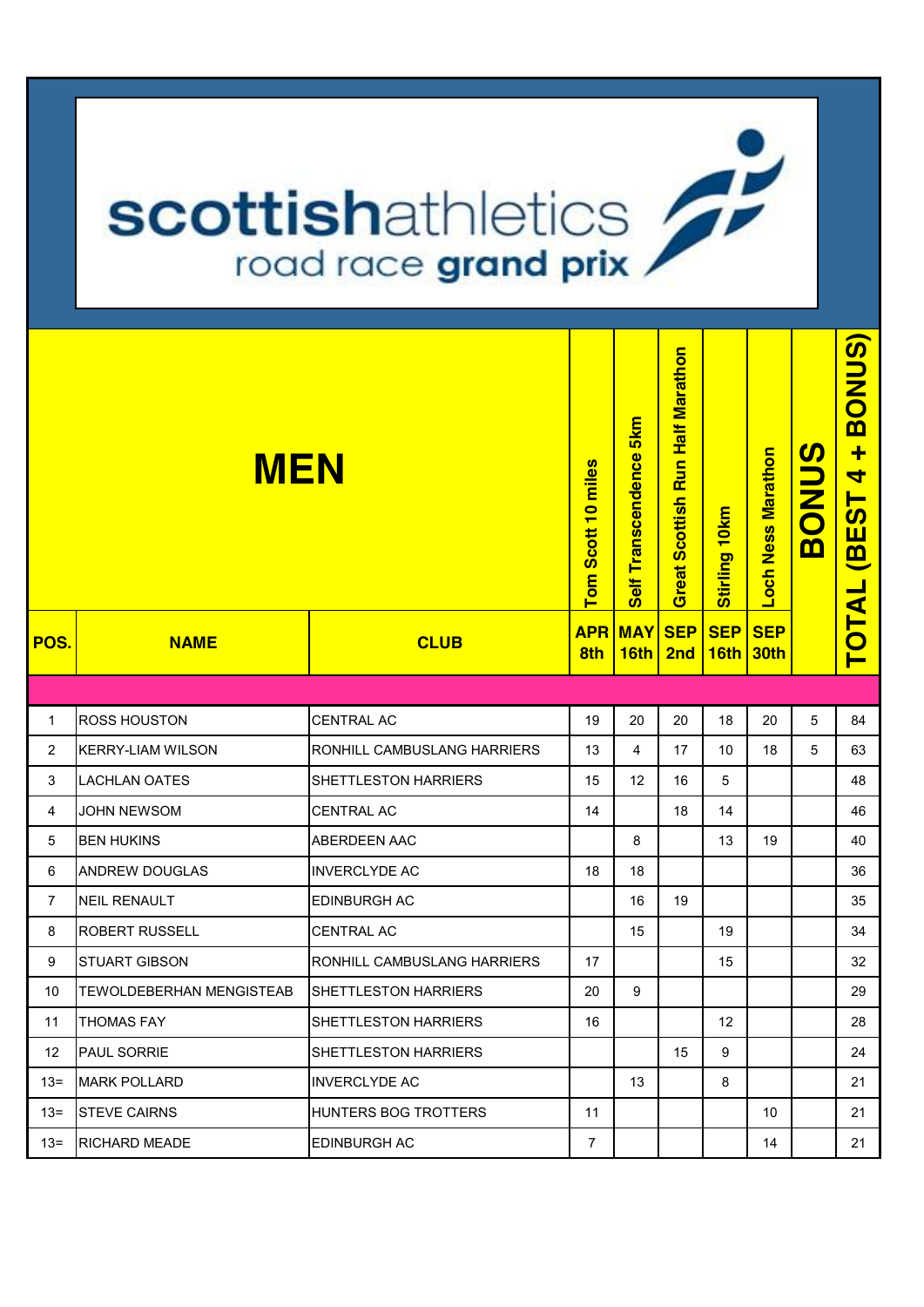# scottishathletics road race grand prix

## MEN

| POS. | NAME | CLUB | Tom Scott 10 miles APR 8th | Self Transcendence 5km MAY 16th | Great Scottish Run Half Marathon SEP 2nd | Stirling 10km SEP 16th | Loch Ness Marathon SEP 30th | BONUS | TOTAL (BEST 4 + BONUS) |
|---|---|---|---|---|---|---|---|---|---|
| 1 | ROSS HOUSTON | CENTRAL AC | 19 | 20 | 20 | 18 | 20 | 5 | 84 |
| 2 | KERRY-LIAM WILSON | RONHILL CAMBUSLANG HARRIERS | 13 | 4 | 17 | 10 | 18 | 5 | 63 |
| 3 | LACHLAN OATES | SHETTLESTON HARRIERS | 15 | 12 | 16 | 5 | | | 48 |
| 4 | JOHN NEWSOM | CENTRAL AC | 14 | | 18 | 14 | | | 46 |
| 5 | BEN HUKINS | ABERDEEN AAC | | 8 | | 13 | 19 | | 40 |
| 6 | ANDREW DOUGLAS | INVERCLYDE AC | 18 | 18 | | | | | 36 |
| 7 | NEIL RENAULT | EDINBURGH AC | | 16 | 19 | | | | 35 |
| 8 | ROBERT RUSSELL | CENTRAL AC | | 15 | | 19 | | | 34 |
| 9 | STUART GIBSON | RONHILL CAMBUSLANG HARRIERS | 17 | | | 15 | | | 32 |
| 10 | TEWOLDEBERHAN MENGISTEAB | SHETTLESTON HARRIERS | 20 | 9 | | | | | 29 |
| 11 | THOMAS FAY | SHETTLESTON HARRIERS | 16 | | | 12 | | | 28 |
| 12 | PAUL SORRIE | SHETTLESTON HARRIERS | | | 15 | 9 | | | 24 |
| 13= | MARK POLLARD | INVERCLYDE AC | | 13 | | 8 | | | 21 |
| 13= | STEVE CAIRNS | HUNTERS BOG TROTTERS | 11 | | | | 10 | | 21 |
| 13= | RICHARD MEADE | EDINBURGH AC | 7 | | | | 14 | | 21 |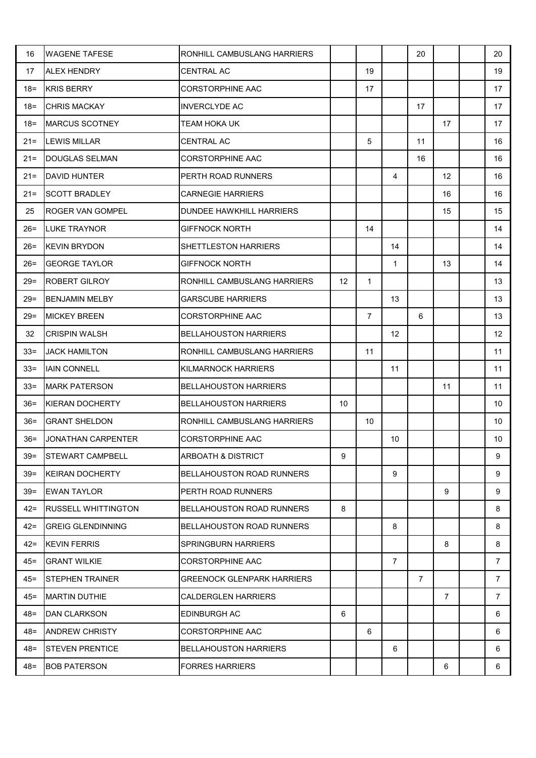| | | | | | | | | | |
|---|---|---|---|---|---|---|---|---|---|
| 16 | WAGENE TAFESE | RONHILL CAMBUSLANG HARRIERS | | | | 20 | | | 20 |
| 17 | ALEX HENDRY | CENTRAL AC | | 19 | | | | | 19 |
| 18= | KRIS BERRY | CORSTORPHINE AAC | | 17 | | | | | 17 |
| 18= | CHRIS MACKAY | INVERCLYDE AC | | | | 17 | | | 17 |
| 18= | MARCUS SCOTNEY | TEAM HOKA UK | | | | | 17 | | 17 |
| 21= | LEWIS MILLAR | CENTRAL AC | | 5 | | 11 | | | 16 |
| 21= | DOUGLAS SELMAN | CORSTORPHINE AAC | | | | 16 | | | 16 |
| 21= | DAVID HUNTER | PERTH ROAD RUNNERS | | | 4 | | 12 | | 16 |
| 21= | SCOTT BRADLEY | CARNEGIE HARRIERS | | | | | 16 | | 16 |
| 25 | ROGER VAN GOMPEL | DUNDEE HAWKHILL HARRIERS | | | | | 15 | | 15 |
| 26= | LUKE TRAYNOR | GIFFNOCK NORTH | | 14 | | | | | 14 |
| 26= | KEVIN BRYDON | SHETTLESTON HARRIERS | | | 14 | | | | 14 |
| 26= | GEORGE TAYLOR | GIFFNOCK NORTH | | | 1 | | 13 | | 14 |
| 29= | ROBERT GILROY | RONHILL CAMBUSLANG HARRIERS | 12 | 1 | | | | | 13 |
| 29= | BENJAMIN MELBY | GARSCUBE HARRIERS | | | 13 | | | | 13 |
| 29= | MICKEY BREEN | CORSTORPHINE AAC | | 7 | | 6 | | | 13 |
| 32 | CRISPIN WALSH | BELLAHOUSTON HARRIERS | | | 12 | | | | 12 |
| 33= | JACK HAMILTON | RONHILL CAMBUSLANG HARRIERS | | 11 | | | | | 11 |
| 33= | IAIN CONNELL | KILMARNOCK HARRIERS | | | 11 | | | | 11 |
| 33= | MARK PATERSON | BELLAHOUSTON HARRIERS | | | | | 11 | | 11 |
| 36= | KIERAN DOCHERTY | BELLAHOUSTON HARRIERS | 10 | | | | | | 10 |
| 36= | GRANT SHELDON | RONHILL CAMBUSLANG HARRIERS | | 10 | | | | | 10 |
| 36= | JONATHAN CARPENTER | CORSTORPHINE AAC | | | 10 | | | | 10 |
| 39= | STEWART CAMPBELL | ARBOATH & DISTRICT | 9 | | | | | | 9 |
| 39= | KEIRAN DOCHERTY | BELLAHOUSTON ROAD RUNNERS | | | 9 | | | | 9 |
| 39= | EWAN TAYLOR | PERTH ROAD RUNNERS | | | | | 9 | | 9 |
| 42= | RUSSELL WHITTINGTON | BELLAHOUSTON ROAD RUNNERS | 8 | | | | | | 8 |
| 42= | GREIG GLENDINNING | BELLAHOUSTON ROAD RUNNERS | | | 8 | | | | 8 |
| 42= | KEVIN FERRIS | SPRINGBURN HARRIERS | | | | | 8 | | 8 |
| 45= | GRANT WILKIE | CORSTORPHINE AAC | | | 7 | | | | 7 |
| 45= | STEPHEN TRAINER | GREENOCK GLENPARK HARRIERS | | | | 7 | | | 7 |
| 45= | MARTIN DUTHIE | CALDERGLEN HARRIERS | | | | | 7 | | 7 |
| 48= | DAN CLARKSON | EDINBURGH AC | 6 | | | | | | 6 |
| 48= | ANDREW CHRISTY | CORSTORPHINE AAC | | 6 | | | | | 6 |
| 48= | STEVEN PRENTICE | BELLAHOUSTON HARRIERS | | | 6 | | | | 6 |
| 48= | BOB PATERSON | FORRES HARRIERS | | | | | 6 | | 6 |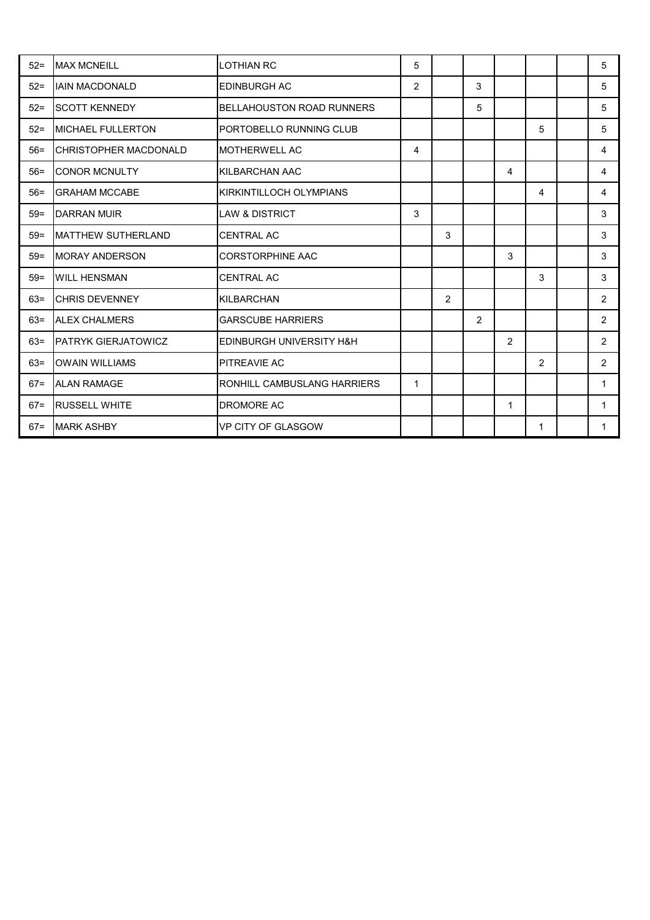| | | | | | | | | | |
|---|---|---|---|---|---|---|---|---|---|
| 52= | MAX MCNEILL | LOTHIAN RC | 5 | | | | | | 5 |
| 52= | IAIN MACDONALD | EDINBURGH AC | 2 | | 3 | | | | 5 |
| 52= | SCOTT KENNEDY | BELLAHOUSTON ROAD RUNNERS | | | 5 | | | | 5 |
| 52= | MICHAEL FULLERTON | PORTOBELLO RUNNING CLUB | | | | | 5 | | 5 |
| 56= | CHRISTOPHER MACDONALD | MOTHERWELL AC | 4 | | | | | | 4 |
| 56= | CONOR MCNULTY | KILBARCHAN AAC | | | | 4 | | | 4 |
| 56= | GRAHAM MCCABE | KIRKINTILLOCH OLYMPIANS | | | | | 4 | | 4 |
| 59= | DARRAN MUIR | LAW & DISTRICT | 3 | | | | | | 3 |
| 59= | MATTHEW SUTHERLAND | CENTRAL AC | | 3 | | | | | 3 |
| 59= | MORAY ANDERSON | CORSTORPHINE AAC | | | | 3 | | | 3 |
| 59= | WILL HENSMAN | CENTRAL AC | | | | | 3 | | 3 |
| 63= | CHRIS DEVENNEY | KILBARCHAN | | 2 | | | | | 2 |
| 63= | ALEX CHALMERS | GARSCUBE HARRIERS | | | 2 | | | | 2 |
| 63= | PATRYK GIERJATOWICZ | EDINBURGH UNIVERSITY H&H | | | | 2 | | | 2 |
| 63= | OWAIN WILLIAMS | PITREAVIE AC | | | | | 2 | | 2 |
| 67= | ALAN RAMAGE | RONHILL CAMBUSLANG HARRIERS | 1 | | | | | | 1 |
| 67= | RUSSELL WHITE | DROMORE AC | | | | 1 | | | 1 |
| 67= | MARK ASHBY | VP CITY OF GLASGOW | | | | | 1 | | 1 |